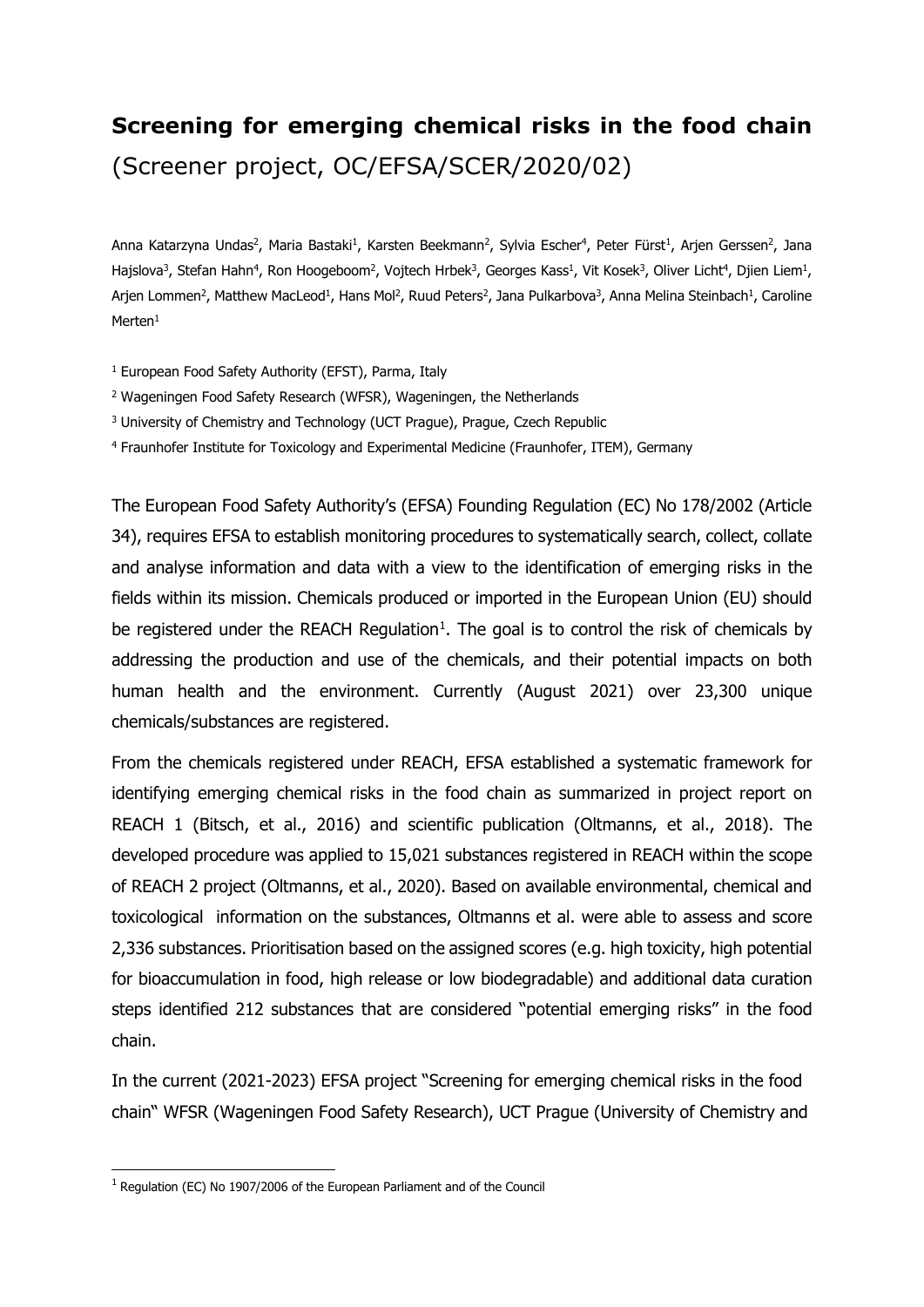# **Screening for emerging chemical risks in the food chain** (Screener project, OC/EFSA/SCER/2020/02)

Anna Katarzyna Undas[2], Maria Bastaki[1], Karsten Beekmann[2], Sylvia Escher[4], Peter Fürst[1], Arjen Gerssen[2], Jana Hajslova[3], Stefan Hahn[4], Ron Hoogeboom[2], Vojtech Hrbek[3], Georges Kass[1], Vit Kosek[3], Oliver Licht[4], Djien Liem[1], Arjen Lommen[2], Matthew MacLeod[1], Hans Mol[2], Ruud Peters[2], Jana Pulkarbova[3], Anna Melina Steinbach[1], Caroline Merten[1]

[1] European Food Safety Authority (EFST), Parma, Italy

[2] Wageningen Food Safety Research (WFSR), Wageningen, the Netherlands

[3] University of Chemistry and Technology (UCT Prague), Prague, Czech Republic

[4] Fraunhofer Institute for Toxicology and Experimental Medicine (Fraunhofer, ITEM), Germany

The European Food Safety Authority's (EFSA) Founding Regulation (EC) No 178/2002 (Article 34), requires EFSA to establish monitoring procedures to systematically search, collect, collate and analyse information and data with a view to the identification of emerging risks in the fields within its mission. Chemicals produced or imported in the European Union (EU) should be registered under the REACH Regulation[1]. The goal is to control the risk of chemicals by addressing the production and use of the chemicals, and their potential impacts on both human health and the environment. Currently (August 2021) over 23,300 unique chemicals/substances are registered.

From the chemicals registered under REACH, EFSA established a systematic framework for identifying emerging chemical risks in the food chain as summarized in project report on REACH 1 (Bitsch, et al., 2016) and scientific publication (Oltmanns, et al., 2018). The developed procedure was applied to 15,021 substances registered in REACH within the scope of REACH 2 project (Oltmanns, et al., 2020). Based on available environmental, chemical and toxicological information on the substances, Oltmanns et al. were able to assess and score 2,336 substances. Prioritisation based on the assigned scores (e.g. high toxicity, high potential for bioaccumulation in food, high release or low biodegradable) and additional data curation steps identified 212 substances that are considered "potential emerging risks" in the food chain.

In the current (2021-2023) EFSA project "Screening for emerging chemical risks in the food chain" WFSR (Wageningen Food Safety Research), UCT Prague (University of Chemistry and

[1] Regulation (EC) No 1907/2006 of the European Parliament and of the Council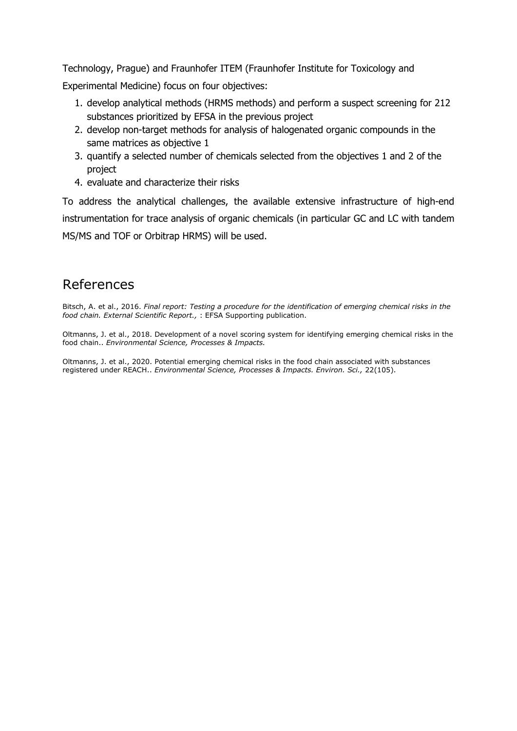Technology, Prague) and Fraunhofer ITEM (Fraunhofer Institute for Toxicology and Experimental Medicine) focus on four objectives:

1. develop analytical methods (HRMS methods) and perform a suspect screening for 212 substances prioritized by EFSA in the previous project
2. develop non-target methods for analysis of halogenated organic compounds in the same matrices as objective 1
3. quantify a selected number of chemicals selected from the objectives 1 and 2 of the project
4. evaluate and characterize their risks

To address the analytical challenges, the available extensive infrastructure of high-end instrumentation for trace analysis of organic chemicals (in particular GC and LC with tandem MS/MS and TOF or Orbitrap HRMS) will be used.

# References

Bitsch, A. et al., 2016. *Final report: Testing a procedure for the identification of emerging chemical risks in the food chain. External Scientific Report.,* : EFSA Supporting publication.

Oltmanns, J. et al., 2018. Development of a novel scoring system for identifying emerging chemical risks in the food chain.. *Environmental Science, Processes & Impacts.*

Oltmanns, J. et al., 2020. Potential emerging chemical risks in the food chain associated with substances registered under REACH.. *Environmental Science, Processes & Impacts. Environ. Sci.,* 22(105).